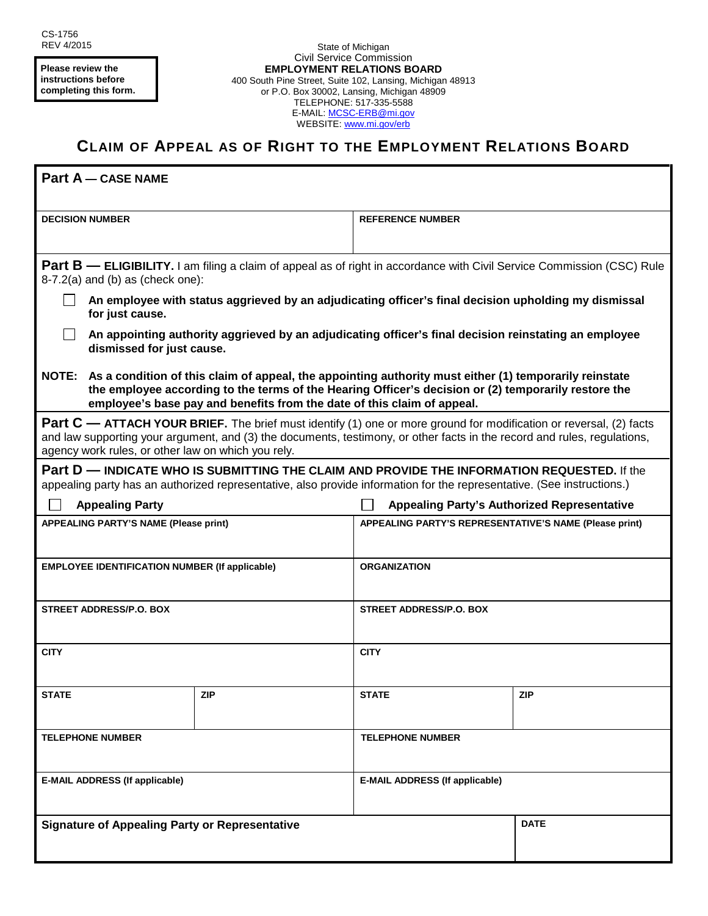CS-1756
REV 4/2015

**Please review the instructions before completing this form.**

State of Michigan
Civil Service Commission
**EMPLOYMENT RELATIONS BOARD**
400 South Pine Street, Suite 102, Lansing, Michigan 48913
or P.O. Box 30002, Lansing, Michigan 48909
TELEPHONE: 517-335-5588
E-MAIL: MCSC-ERB@mi.gov
WEBSITE: www.mi.gov/erb

# CLAIM OF APPEAL AS OF RIGHT TO THE EMPLOYMENT RELATIONS BOARD

## Part A — CASE NAME

| DECISION NUMBER | REFERENCE NUMBER |
|---|---|
| | |

## Part B — ELIGIBILITY.

I am filing a claim of appeal as of right in accordance with Civil Service Commission (CSC) Rule 8-7.2(a) and (b) as (check one):

☐ **An employee with status aggrieved by an adjudicating officer's final decision upholding my dismissal for just cause.**

☐ **An appointing authority aggrieved by an adjudicating officer's final decision reinstating an employee dismissed for just cause.**

**NOTE: As a condition of this claim of appeal, the appointing authority must either (1) temporarily reinstate the employee according to the terms of the Hearing Officer's decision or (2) temporarily restore the employee's base pay and benefits from the date of this claim of appeal.**

## Part C — ATTACH YOUR BRIEF.

The brief must identify (1) one or more ground for modification or reversal, (2) facts and law supporting your argument, and (3) the documents, testimony, or other facts in the record and rules, regulations, agency work rules, or other law on which you rely.

## Part D — INDICATE WHO IS SUBMITTING THE CLAIM AND PROVIDE THE INFORMATION REQUESTED.

If the appealing party has an authorized representative, also provide information for the representative. (See instructions.)

| ☐ Appealing Party | | ☐ Appealing Party's Authorized Representative | |
|---|---|---|---|
| APPEALING PARTY'S NAME (Please print) | | APPEALING PARTY'S REPRESENTATIVE'S NAME (Please print) | |
| EMPLOYEE IDENTIFICATION NUMBER (If applicable) | | ORGANIZATION | |
| STREET ADDRESS/P.O. BOX | | STREET ADDRESS/P.O. BOX | |
| CITY | | CITY | |
| STATE | ZIP | STATE | ZIP |
| TELEPHONE NUMBER | | TELEPHONE NUMBER | |
| E-MAIL ADDRESS (If applicable) | | E-MAIL ADDRESS (If applicable) | |

| Signature of Appealing Party or Representative | DATE |
|---|---|
| | |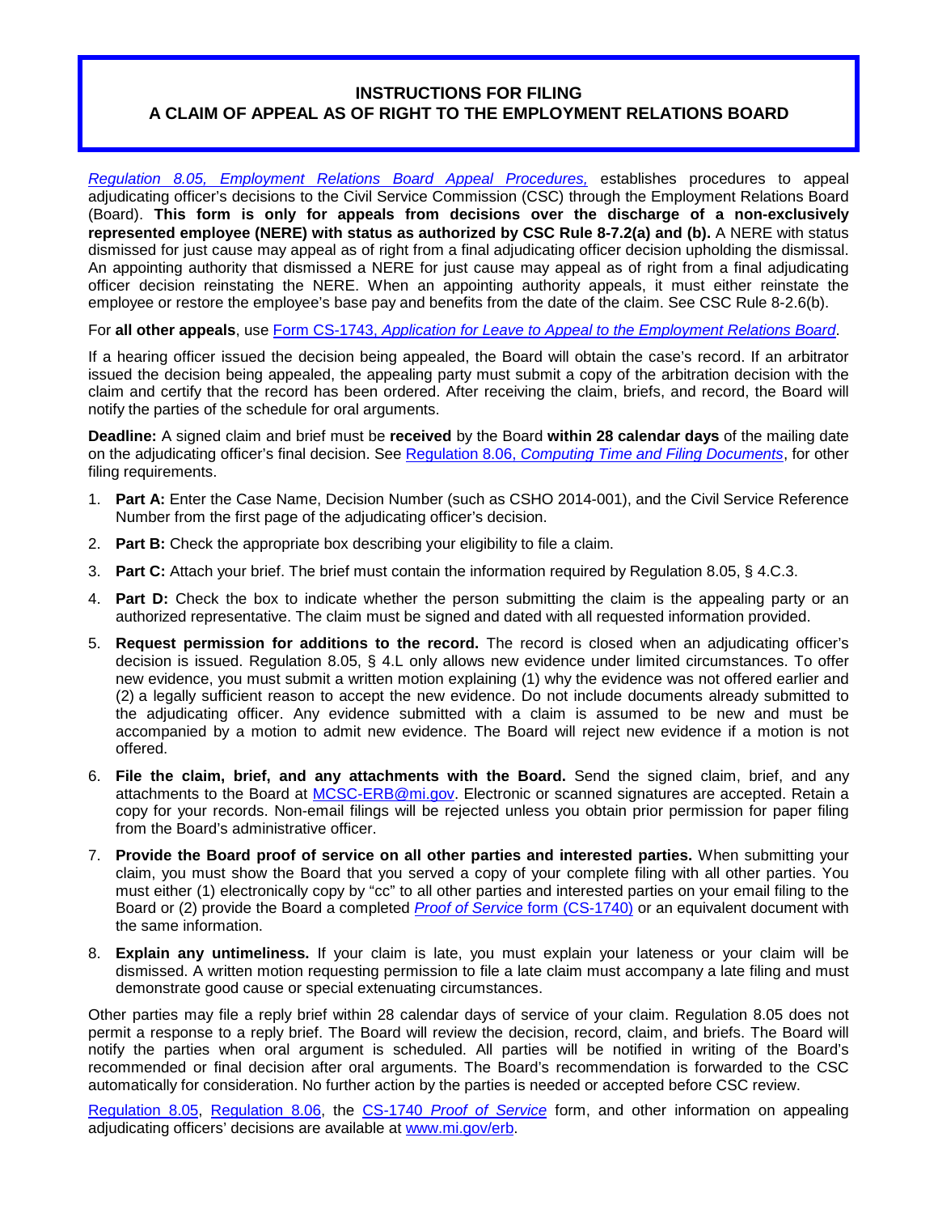# INSTRUCTIONS FOR FILING A CLAIM OF APPEAL AS OF RIGHT TO THE EMPLOYMENT RELATIONS BOARD

*Regulation 8.05, Employment Relations Board Appeal Procedures,* establishes procedures to appeal adjudicating officer's decisions to the Civil Service Commission (CSC) through the Employment Relations Board (Board). **This form is only for appeals from decisions over the discharge of a non-exclusively represented employee (NERE) with status as authorized by CSC Rule 8-7.2(a) and (b).** A NERE with status dismissed for just cause may appeal as of right from a final adjudicating officer decision upholding the dismissal. An appointing authority that dismissed a NERE for just cause may appeal as of right from a final adjudicating officer decision reinstating the NERE. When an appointing authority appeals, it must either reinstate the employee or restore the employee's base pay and benefits from the date of the claim. See CSC Rule 8-2.6(b).

For **all other appeals**, use Form CS-1743, *Application for Leave to Appeal to the Employment Relations Board*.

If a hearing officer issued the decision being appealed, the Board will obtain the case's record. If an arbitrator issued the decision being appealed, the appealing party must submit a copy of the arbitration decision with the claim and certify that the record has been ordered. After receiving the claim, briefs, and record, the Board will notify the parties of the schedule for oral arguments.

**Deadline:** A signed claim and brief must be **received** by the Board **within 28 calendar days** of the mailing date on the adjudicating officer's final decision. See Regulation 8.06, *Computing Time and Filing Documents*, for other filing requirements.

1. **Part A:** Enter the Case Name, Decision Number (such as CSHO 2014-001), and the Civil Service Reference Number from the first page of the adjudicating officer's decision.
2. **Part B:** Check the appropriate box describing your eligibility to file a claim.
3. **Part C:** Attach your brief. The brief must contain the information required by Regulation 8.05, § 4.C.3.
4. **Part D:** Check the box to indicate whether the person submitting the claim is the appealing party or an authorized representative. The claim must be signed and dated with all requested information provided.
5. **Request permission for additions to the record.** The record is closed when an adjudicating officer's decision is issued. Regulation 8.05, § 4.L only allows new evidence under limited circumstances. To offer new evidence, you must submit a written motion explaining (1) why the evidence was not offered earlier and (2) a legally sufficient reason to accept the new evidence. Do not include documents already submitted to the adjudicating officer. Any evidence submitted with a claim is assumed to be new and must be accompanied by a motion to admit new evidence. The Board will reject new evidence if a motion is not offered.
6. **File the claim, brief, and any attachments with the Board.** Send the signed claim, brief, and any attachments to the Board at MCSC-ERB@mi.gov. Electronic or scanned signatures are accepted. Retain a copy for your records. Non-email filings will be rejected unless you obtain prior permission for paper filing from the Board's administrative officer.
7. **Provide the Board proof of service on all other parties and interested parties.** When submitting your claim, you must show the Board that you served a copy of your complete filing with all other parties. You must either (1) electronically copy by "cc" to all other parties and interested parties on your email filing to the Board or (2) provide the Board a completed *Proof of Service* form (CS-1740) or an equivalent document with the same information.
8. **Explain any untimeliness.** If your claim is late, you must explain your lateness or your claim will be dismissed. A written motion requesting permission to file a late claim must accompany a late filing and must demonstrate good cause or special extenuating circumstances.

Other parties may file a reply brief within 28 calendar days of service of your claim. Regulation 8.05 does not permit a response to a reply brief. The Board will review the decision, record, claim, and briefs. The Board will notify the parties when oral argument is scheduled. All parties will be notified in writing of the Board's recommended or final decision after oral arguments. The Board's recommendation is forwarded to the CSC automatically for consideration. No further action by the parties is needed or accepted before CSC review.

Regulation 8.05, Regulation 8.06, the CS-1740 *Proof of Service* form, and other information on appealing adjudicating officers' decisions are available at www.mi.gov/erb.